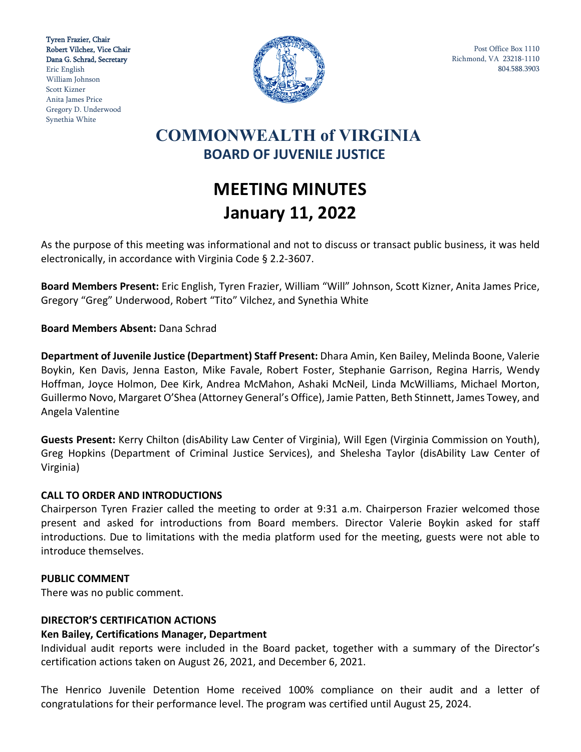Tyren Frazier, Chair
Robert Vilchez, Vice Chair
Dana G. Schrad, Secretary
Eric English
William Johnson
Scott Kizner
Anita James Price
Gregory D. Underwood
Synethia White

Post Office Box 1110
Richmond, VA 23218-1110
804.588.3903

# COMMONWEALTH of VIRGINIA
## BOARD OF JUVENILE JUSTICE

# MEETING MINUTES
# January 11, 2022

As the purpose of this meeting was informational and not to discuss or transact public business, it was held electronically, in accordance with Virginia Code § 2.2-3607.

**Board Members Present:** Eric English, Tyren Frazier, William "Will" Johnson, Scott Kizner, Anita James Price, Gregory "Greg" Underwood, Robert "Tito" Vilchez, and Synethia White

**Board Members Absent:** Dana Schrad

**Department of Juvenile Justice (Department) Staff Present:** Dhara Amin, Ken Bailey, Melinda Boone, Valerie Boykin, Ken Davis, Jenna Easton, Mike Favale, Robert Foster, Stephanie Garrison, Regina Harris, Wendy Hoffman, Joyce Holmon, Dee Kirk, Andrea McMahon, Ashaki McNeil, Linda McWilliams, Michael Morton, Guillermo Novo, Margaret O'Shea (Attorney General's Office), Jamie Patten, Beth Stinnett, James Towey, and Angela Valentine

**Guests Present:** Kerry Chilton (disAbility Law Center of Virginia), Will Egen (Virginia Commission on Youth), Greg Hopkins (Department of Criminal Justice Services), and Shelesha Taylor (disAbility Law Center of Virginia)

**CALL TO ORDER AND INTRODUCTIONS**

Chairperson Tyren Frazier called the meeting to order at 9:31 a.m. Chairperson Frazier welcomed those present and asked for introductions from Board members. Director Valerie Boykin asked for staff introductions. Due to limitations with the media platform used for the meeting, guests were not able to introduce themselves.

**PUBLIC COMMENT**

There was no public comment.

**DIRECTOR'S CERTIFICATION ACTIONS**

**Ken Bailey, Certifications Manager, Department**

Individual audit reports were included in the Board packet, together with a summary of the Director's certification actions taken on August 26, 2021, and December 6, 2021.

The Henrico Juvenile Detention Home received 100% compliance on their audit and a letter of congratulations for their performance level. The program was certified until August 25, 2024.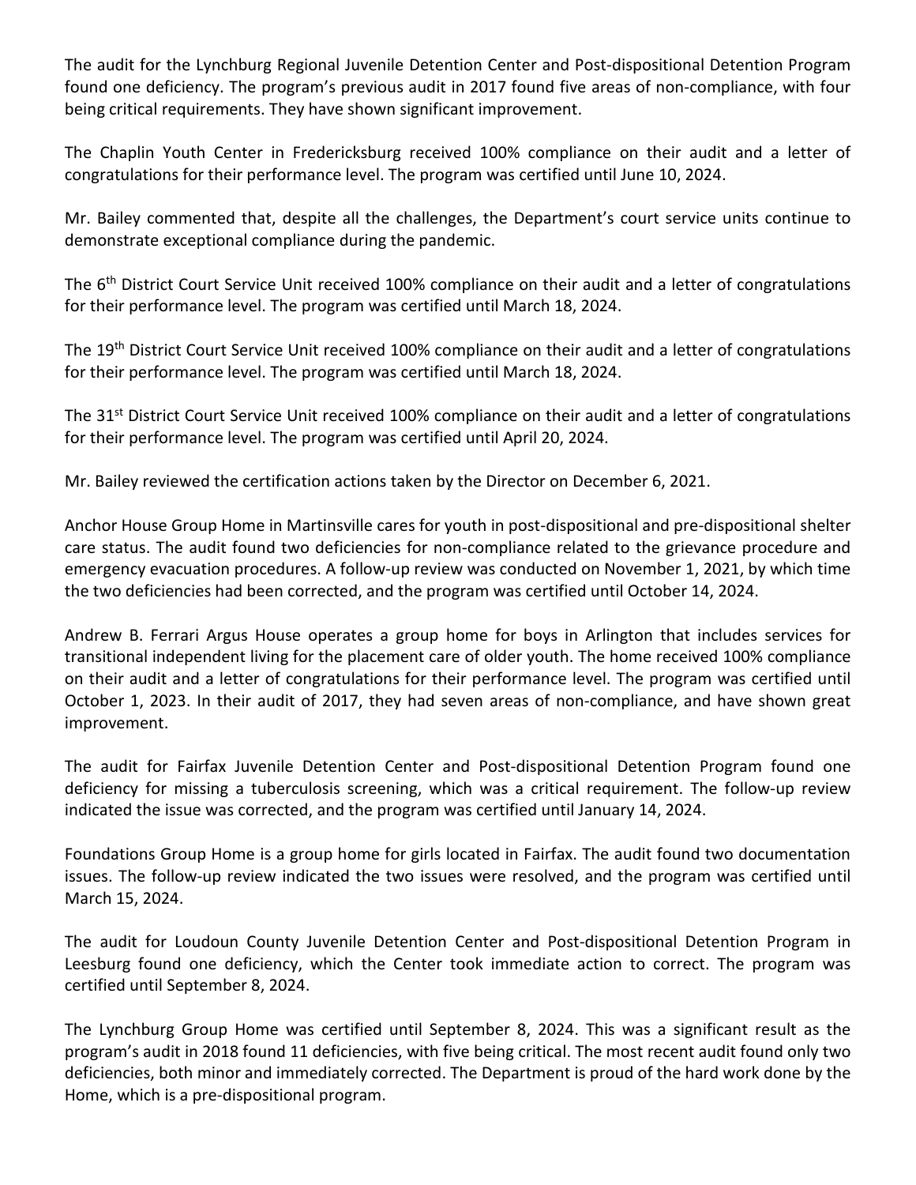The audit for the Lynchburg Regional Juvenile Detention Center and Post-dispositional Detention Program found one deficiency. The program's previous audit in 2017 found five areas of non-compliance, with four being critical requirements. They have shown significant improvement.

The Chaplin Youth Center in Fredericksburg received 100% compliance on their audit and a letter of congratulations for their performance level. The program was certified until June 10, 2024.

Mr. Bailey commented that, despite all the challenges, the Department's court service units continue to demonstrate exceptional compliance during the pandemic.

The 6th District Court Service Unit received 100% compliance on their audit and a letter of congratulations for their performance level. The program was certified until March 18, 2024.

The 19th District Court Service Unit received 100% compliance on their audit and a letter of congratulations for their performance level. The program was certified until March 18, 2024.

The 31st District Court Service Unit received 100% compliance on their audit and a letter of congratulations for their performance level. The program was certified until April 20, 2024.

Mr. Bailey reviewed the certification actions taken by the Director on December 6, 2021.

Anchor House Group Home in Martinsville cares for youth in post-dispositional and pre-dispositional shelter care status. The audit found two deficiencies for non-compliance related to the grievance procedure and emergency evacuation procedures. A follow-up review was conducted on November 1, 2021, by which time the two deficiencies had been corrected, and the program was certified until October 14, 2024.

Andrew B. Ferrari Argus House operates a group home for boys in Arlington that includes services for transitional independent living for the placement care of older youth. The home received 100% compliance on their audit and a letter of congratulations for their performance level. The program was certified until October 1, 2023. In their audit of 2017, they had seven areas of non-compliance, and have shown great improvement.

The audit for Fairfax Juvenile Detention Center and Post-dispositional Detention Program found one deficiency for missing a tuberculosis screening, which was a critical requirement. The follow-up review indicated the issue was corrected, and the program was certified until January 14, 2024.

Foundations Group Home is a group home for girls located in Fairfax. The audit found two documentation issues. The follow-up review indicated the two issues were resolved, and the program was certified until March 15, 2024.

The audit for Loudoun County Juvenile Detention Center and Post-dispositional Detention Program in Leesburg found one deficiency, which the Center took immediate action to correct. The program was certified until September 8, 2024.

The Lynchburg Group Home was certified until September 8, 2024. This was a significant result as the program's audit in 2018 found 11 deficiencies, with five being critical. The most recent audit found only two deficiencies, both minor and immediately corrected. The Department is proud of the hard work done by the Home, which is a pre-dispositional program.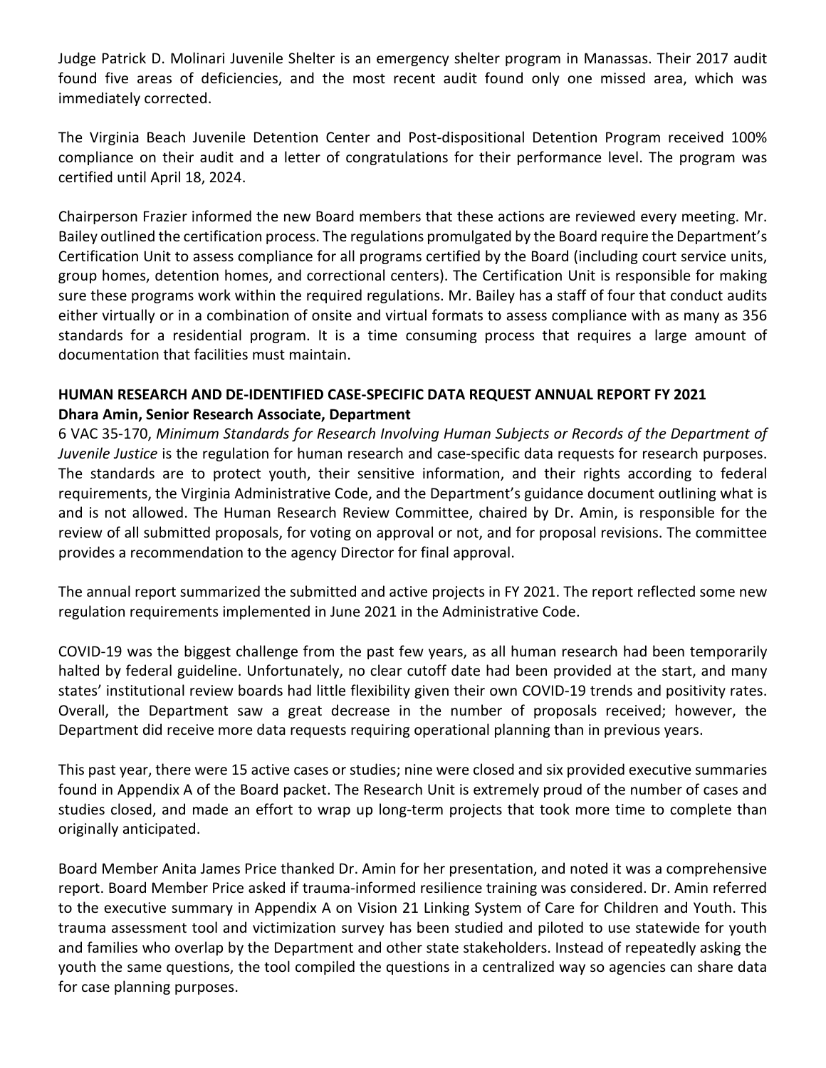Judge Patrick D. Molinari Juvenile Shelter is an emergency shelter program in Manassas. Their 2017 audit found five areas of deficiencies, and the most recent audit found only one missed area, which was immediately corrected.

The Virginia Beach Juvenile Detention Center and Post-dispositional Detention Program received 100% compliance on their audit and a letter of congratulations for their performance level. The program was certified until April 18, 2024.

Chairperson Frazier informed the new Board members that these actions are reviewed every meeting. Mr. Bailey outlined the certification process. The regulations promulgated by the Board require the Department's Certification Unit to assess compliance for all programs certified by the Board (including court service units, group homes, detention homes, and correctional centers). The Certification Unit is responsible for making sure these programs work within the required regulations. Mr. Bailey has a staff of four that conduct audits either virtually or in a combination of onsite and virtual formats to assess compliance with as many as 356 standards for a residential program. It is a time consuming process that requires a large amount of documentation that facilities must maintain.

**HUMAN RESEARCH AND DE-IDENTIFIED CASE-SPECIFIC DATA REQUEST ANNUAL REPORT FY 2021**
**Dhara Amin, Senior Research Associate, Department**

6 VAC 35-170, *Minimum Standards for Research Involving Human Subjects or Records of the Department of Juvenile Justice* is the regulation for human research and case-specific data requests for research purposes. The standards are to protect youth, their sensitive information, and their rights according to federal requirements, the Virginia Administrative Code, and the Department's guidance document outlining what is and is not allowed. The Human Research Review Committee, chaired by Dr. Amin, is responsible for the review of all submitted proposals, for voting on approval or not, and for proposal revisions. The committee provides a recommendation to the agency Director for final approval.

The annual report summarized the submitted and active projects in FY 2021. The report reflected some new regulation requirements implemented in June 2021 in the Administrative Code.

COVID-19 was the biggest challenge from the past few years, as all human research had been temporarily halted by federal guideline. Unfortunately, no clear cutoff date had been provided at the start, and many states' institutional review boards had little flexibility given their own COVID-19 trends and positivity rates. Overall, the Department saw a great decrease in the number of proposals received; however, the Department did receive more data requests requiring operational planning than in previous years.

This past year, there were 15 active cases or studies; nine were closed and six provided executive summaries found in Appendix A of the Board packet. The Research Unit is extremely proud of the number of cases and studies closed, and made an effort to wrap up long-term projects that took more time to complete than originally anticipated.

Board Member Anita James Price thanked Dr. Amin for her presentation, and noted it was a comprehensive report. Board Member Price asked if trauma-informed resilience training was considered. Dr. Amin referred to the executive summary in Appendix A on Vision 21 Linking System of Care for Children and Youth. This trauma assessment tool and victimization survey has been studied and piloted to use statewide for youth and families who overlap by the Department and other state stakeholders. Instead of repeatedly asking the youth the same questions, the tool compiled the questions in a centralized way so agencies can share data for case planning purposes.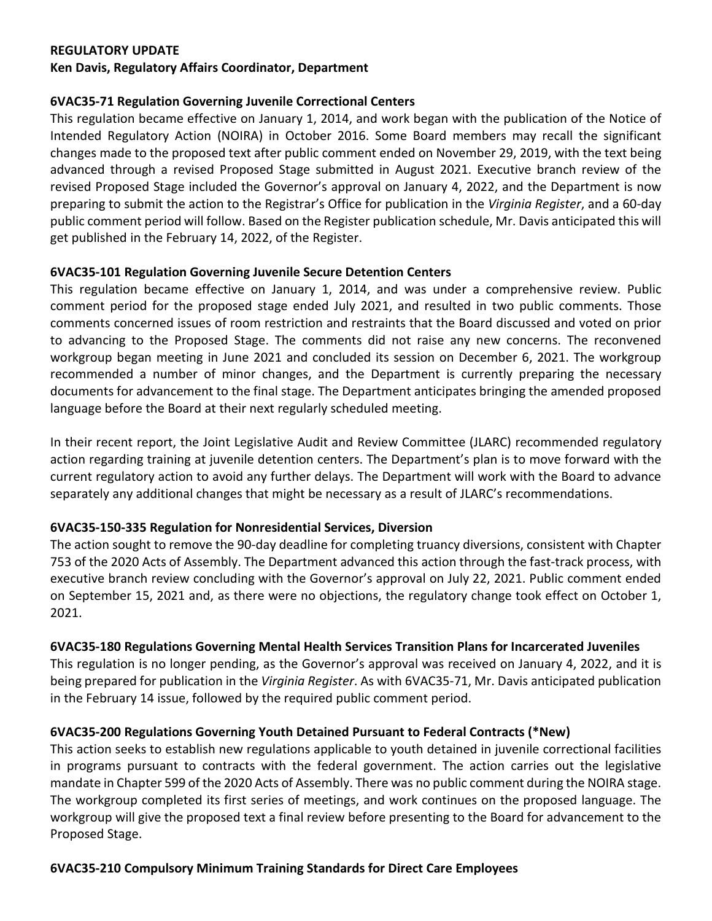**REGULATORY UPDATE**
**Ken Davis, Regulatory Affairs Coordinator, Department**

**6VAC35-71 Regulation Governing Juvenile Correctional Centers**

This regulation became effective on January 1, 2014, and work began with the publication of the Notice of Intended Regulatory Action (NOIRA) in October 2016. Some Board members may recall the significant changes made to the proposed text after public comment ended on November 29, 2019, with the text being advanced through a revised Proposed Stage submitted in August 2021. Executive branch review of the revised Proposed Stage included the Governor's approval on January 4, 2022, and the Department is now preparing to submit the action to the Registrar's Office for publication in the *Virginia Register*, and a 60-day public comment period will follow. Based on the Register publication schedule, Mr. Davis anticipated this will get published in the February 14, 2022, of the Register.

**6VAC35-101 Regulation Governing Juvenile Secure Detention Centers**

This regulation became effective on January 1, 2014, and was under a comprehensive review. Public comment period for the proposed stage ended July 2021, and resulted in two public comments. Those comments concerned issues of room restriction and restraints that the Board discussed and voted on prior to advancing to the Proposed Stage. The comments did not raise any new concerns. The reconvened workgroup began meeting in June 2021 and concluded its session on December 6, 2021. The workgroup recommended a number of minor changes, and the Department is currently preparing the necessary documents for advancement to the final stage. The Department anticipates bringing the amended proposed language before the Board at their next regularly scheduled meeting.

In their recent report, the Joint Legislative Audit and Review Committee (JLARC) recommended regulatory action regarding training at juvenile detention centers. The Department's plan is to move forward with the current regulatory action to avoid any further delays. The Department will work with the Board to advance separately any additional changes that might be necessary as a result of JLARC's recommendations.

**6VAC35-150-335 Regulation for Nonresidential Services, Diversion**

The action sought to remove the 90-day deadline for completing truancy diversions, consistent with Chapter 753 of the 2020 Acts of Assembly. The Department advanced this action through the fast-track process, with executive branch review concluding with the Governor's approval on July 22, 2021. Public comment ended on September 15, 2021 and, as there were no objections, the regulatory change took effect on October 1, 2021.

**6VAC35-180 Regulations Governing Mental Health Services Transition Plans for Incarcerated Juveniles**

This regulation is no longer pending, as the Governor's approval was received on January 4, 2022, and it is being prepared for publication in the *Virginia Register*. As with 6VAC35-71, Mr. Davis anticipated publication in the February 14 issue, followed by the required public comment period.

**6VAC35-200 Regulations Governing Youth Detained Pursuant to Federal Contracts (*New)**

This action seeks to establish new regulations applicable to youth detained in juvenile correctional facilities in programs pursuant to contracts with the federal government. The action carries out the legislative mandate in Chapter 599 of the 2020 Acts of Assembly. There was no public comment during the NOIRA stage. The workgroup completed its first series of meetings, and work continues on the proposed language. The workgroup will give the proposed text a final review before presenting to the Board for advancement to the Proposed Stage.

**6VAC35-210 Compulsory Minimum Training Standards for Direct Care Employees**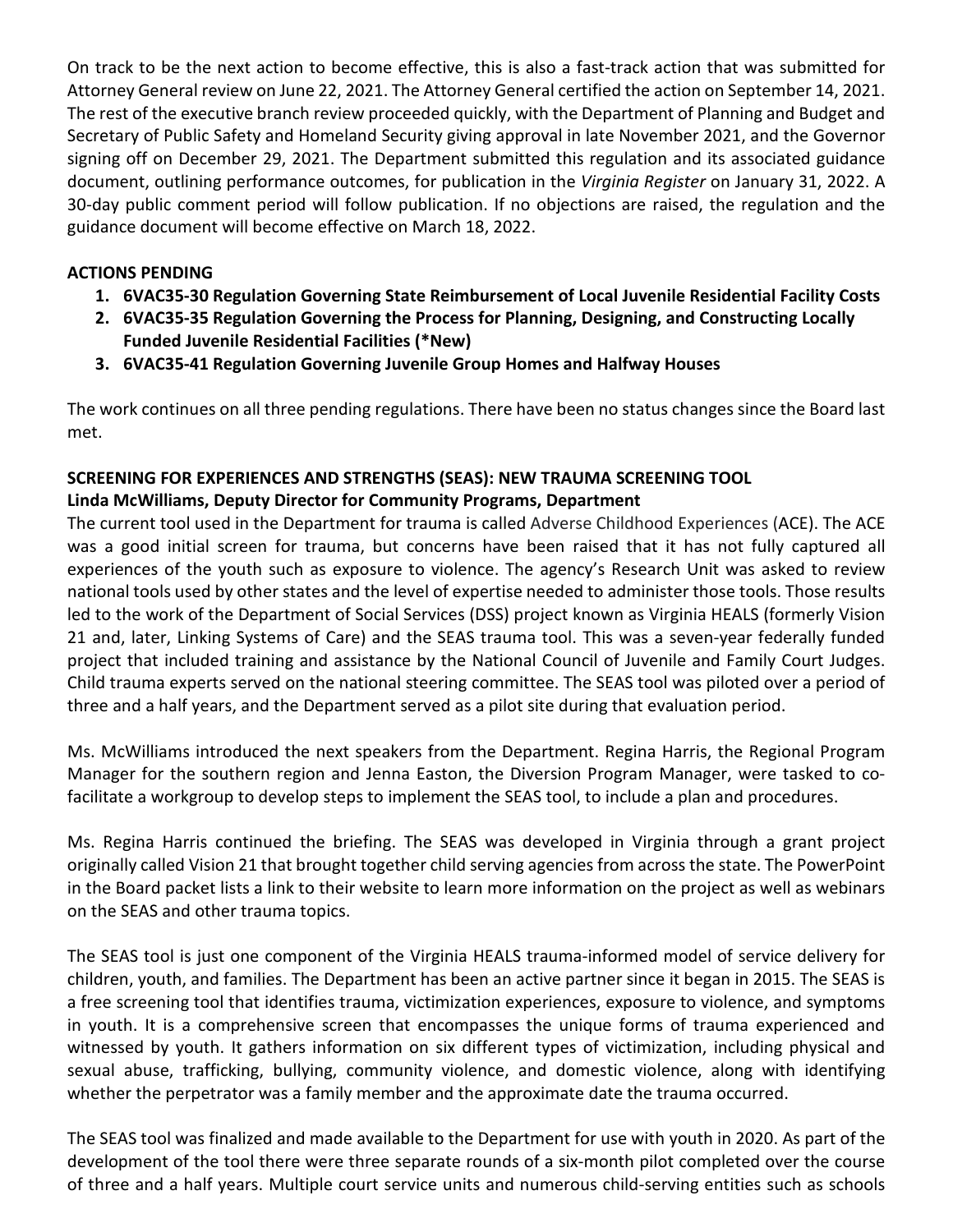On track to be the next action to become effective, this is also a fast-track action that was submitted for Attorney General review on June 22, 2021. The Attorney General certified the action on September 14, 2021. The rest of the executive branch review proceeded quickly, with the Department of Planning and Budget and Secretary of Public Safety and Homeland Security giving approval in late November 2021, and the Governor signing off on December 29, 2021. The Department submitted this regulation and its associated guidance document, outlining performance outcomes, for publication in the *Virginia Register* on January 31, 2022. A 30-day public comment period will follow publication. If no objections are raised, the regulation and the guidance document will become effective on March 18, 2022.

**ACTIONS PENDING**

1. **6VAC35-30 Regulation Governing State Reimbursement of Local Juvenile Residential Facility Costs**
2. **6VAC35-35 Regulation Governing the Process for Planning, Designing, and Constructing Locally Funded Juvenile Residential Facilities (*New)**
3. **6VAC35-41 Regulation Governing Juvenile Group Homes and Halfway Houses**

The work continues on all three pending regulations. There have been no status changes since the Board last met.

**SCREENING FOR EXPERIENCES AND STRENGTHS (SEAS): NEW TRAUMA SCREENING TOOL**
**Linda McWilliams, Deputy Director for Community Programs, Department**

The current tool used in the Department for trauma is called Adverse Childhood Experiences (ACE). The ACE was a good initial screen for trauma, but concerns have been raised that it has not fully captured all experiences of the youth such as exposure to violence. The agency's Research Unit was asked to review national tools used by other states and the level of expertise needed to administer those tools. Those results led to the work of the Department of Social Services (DSS) project known as Virginia HEALS (formerly Vision 21 and, later, Linking Systems of Care) and the SEAS trauma tool. This was a seven-year federally funded project that included training and assistance by the National Council of Juvenile and Family Court Judges. Child trauma experts served on the national steering committee. The SEAS tool was piloted over a period of three and a half years, and the Department served as a pilot site during that evaluation period.

Ms. McWilliams introduced the next speakers from the Department. Regina Harris, the Regional Program Manager for the southern region and Jenna Easton, the Diversion Program Manager, were tasked to co-facilitate a workgroup to develop steps to implement the SEAS tool, to include a plan and procedures.

Ms. Regina Harris continued the briefing. The SEAS was developed in Virginia through a grant project originally called Vision 21 that brought together child serving agencies from across the state. The PowerPoint in the Board packet lists a link to their website to learn more information on the project as well as webinars on the SEAS and other trauma topics.

The SEAS tool is just one component of the Virginia HEALS trauma-informed model of service delivery for children, youth, and families. The Department has been an active partner since it began in 2015. The SEAS is a free screening tool that identifies trauma, victimization experiences, exposure to violence, and symptoms in youth. It is a comprehensive screen that encompasses the unique forms of trauma experienced and witnessed by youth. It gathers information on six different types of victimization, including physical and sexual abuse, trafficking, bullying, community violence, and domestic violence, along with identifying whether the perpetrator was a family member and the approximate date the trauma occurred.

The SEAS tool was finalized and made available to the Department for use with youth in 2020. As part of the development of the tool there were three separate rounds of a six-month pilot completed over the course of three and a half years. Multiple court service units and numerous child-serving entities such as schools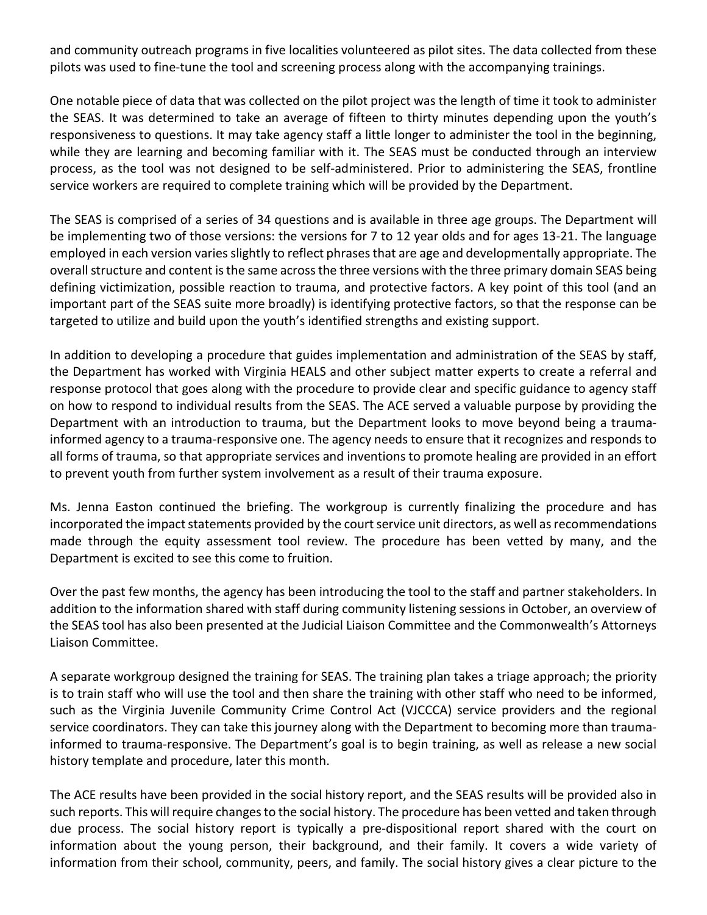and community outreach programs in five localities volunteered as pilot sites. The data collected from these pilots was used to fine-tune the tool and screening process along with the accompanying trainings.

One notable piece of data that was collected on the pilot project was the length of time it took to administer the SEAS. It was determined to take an average of fifteen to thirty minutes depending upon the youth's responsiveness to questions. It may take agency staff a little longer to administer the tool in the beginning, while they are learning and becoming familiar with it. The SEAS must be conducted through an interview process, as the tool was not designed to be self-administered. Prior to administering the SEAS, frontline service workers are required to complete training which will be provided by the Department.

The SEAS is comprised of a series of 34 questions and is available in three age groups. The Department will be implementing two of those versions: the versions for 7 to 12 year olds and for ages 13-21. The language employed in each version varies slightly to reflect phrases that are age and developmentally appropriate. The overall structure and content is the same across the three versions with the three primary domain SEAS being defining victimization, possible reaction to trauma, and protective factors. A key point of this tool (and an important part of the SEAS suite more broadly) is identifying protective factors, so that the response can be targeted to utilize and build upon the youth's identified strengths and existing support.

In addition to developing a procedure that guides implementation and administration of the SEAS by staff, the Department has worked with Virginia HEALS and other subject matter experts to create a referral and response protocol that goes along with the procedure to provide clear and specific guidance to agency staff on how to respond to individual results from the SEAS. The ACE served a valuable purpose by providing the Department with an introduction to trauma, but the Department looks to move beyond being a trauma-informed agency to a trauma-responsive one. The agency needs to ensure that it recognizes and responds to all forms of trauma, so that appropriate services and inventions to promote healing are provided in an effort to prevent youth from further system involvement as a result of their trauma exposure.

Ms. Jenna Easton continued the briefing. The workgroup is currently finalizing the procedure and has incorporated the impact statements provided by the court service unit directors, as well as recommendations made through the equity assessment tool review. The procedure has been vetted by many, and the Department is excited to see this come to fruition.

Over the past few months, the agency has been introducing the tool to the staff and partner stakeholders. In addition to the information shared with staff during community listening sessions in October, an overview of the SEAS tool has also been presented at the Judicial Liaison Committee and the Commonwealth's Attorneys Liaison Committee.

A separate workgroup designed the training for SEAS. The training plan takes a triage approach; the priority is to train staff who will use the tool and then share the training with other staff who need to be informed, such as the Virginia Juvenile Community Crime Control Act (VJCCCA) service providers and the regional service coordinators. They can take this journey along with the Department to becoming more than trauma-informed to trauma-responsive. The Department's goal is to begin training, as well as release a new social history template and procedure, later this month.

The ACE results have been provided in the social history report, and the SEAS results will be provided also in such reports. This will require changes to the social history. The procedure has been vetted and taken through due process. The social history report is typically a pre-dispositional report shared with the court on information about the young person, their background, and their family. It covers a wide variety of information from their school, community, peers, and family. The social history gives a clear picture to the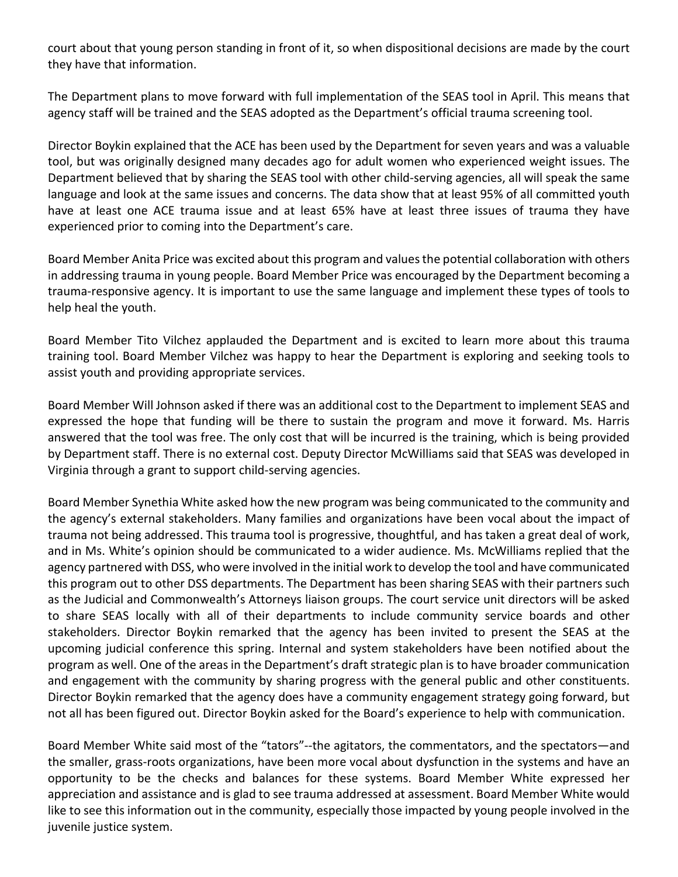court about that young person standing in front of it, so when dispositional decisions are made by the court they have that information.

The Department plans to move forward with full implementation of the SEAS tool in April. This means that agency staff will be trained and the SEAS adopted as the Department's official trauma screening tool.

Director Boykin explained that the ACE has been used by the Department for seven years and was a valuable tool, but was originally designed many decades ago for adult women who experienced weight issues. The Department believed that by sharing the SEAS tool with other child-serving agencies, all will speak the same language and look at the same issues and concerns. The data show that at least 95% of all committed youth have at least one ACE trauma issue and at least 65% have at least three issues of trauma they have experienced prior to coming into the Department's care.

Board Member Anita Price was excited about this program and values the potential collaboration with others in addressing trauma in young people. Board Member Price was encouraged by the Department becoming a trauma-responsive agency. It is important to use the same language and implement these types of tools to help heal the youth.

Board Member Tito Vilchez applauded the Department and is excited to learn more about this trauma training tool. Board Member Vilchez was happy to hear the Department is exploring and seeking tools to assist youth and providing appropriate services.

Board Member Will Johnson asked if there was an additional cost to the Department to implement SEAS and expressed the hope that funding will be there to sustain the program and move it forward. Ms. Harris answered that the tool was free. The only cost that will be incurred is the training, which is being provided by Department staff. There is no external cost. Deputy Director McWilliams said that SEAS was developed in Virginia through a grant to support child-serving agencies.

Board Member Synethia White asked how the new program was being communicated to the community and the agency's external stakeholders. Many families and organizations have been vocal about the impact of trauma not being addressed. This trauma tool is progressive, thoughtful, and has taken a great deal of work, and in Ms. White's opinion should be communicated to a wider audience. Ms. McWilliams replied that the agency partnered with DSS, who were involved in the initial work to develop the tool and have communicated this program out to other DSS departments. The Department has been sharing SEAS with their partners such as the Judicial and Commonwealth's Attorneys liaison groups. The court service unit directors will be asked to share SEAS locally with all of their departments to include community service boards and other stakeholders. Director Boykin remarked that the agency has been invited to present the SEAS at the upcoming judicial conference this spring. Internal and system stakeholders have been notified about the program as well. One of the areas in the Department's draft strategic plan is to have broader communication and engagement with the community by sharing progress with the general public and other constituents. Director Boykin remarked that the agency does have a community engagement strategy going forward, but not all has been figured out. Director Boykin asked for the Board's experience to help with communication.

Board Member White said most of the "tators"--the agitators, the commentators, and the spectators—and the smaller, grass-roots organizations, have been more vocal about dysfunction in the systems and have an opportunity to be the checks and balances for these systems. Board Member White expressed her appreciation and assistance and is glad to see trauma addressed at assessment. Board Member White would like to see this information out in the community, especially those impacted by young people involved in the juvenile justice system.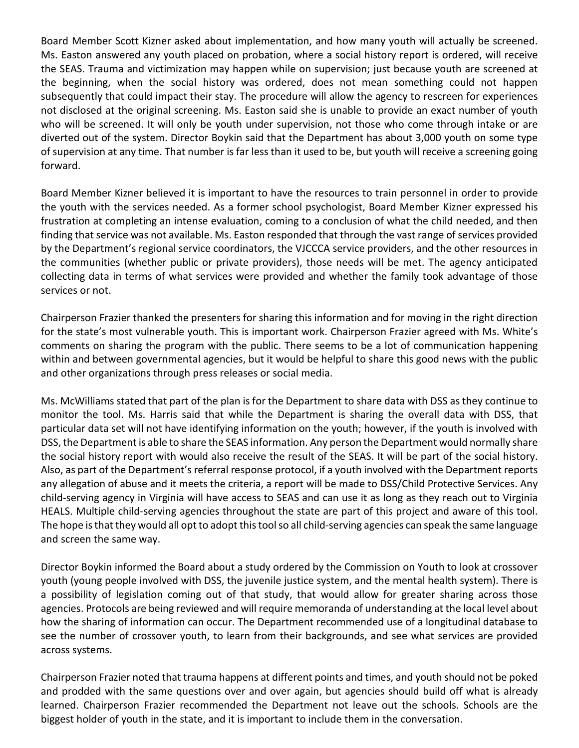Board Member Scott Kizner asked about implementation, and how many youth will actually be screened. Ms. Easton answered any youth placed on probation, where a social history report is ordered, will receive the SEAS. Trauma and victimization may happen while on supervision; just because youth are screened at the beginning, when the social history was ordered, does not mean something could not happen subsequently that could impact their stay. The procedure will allow the agency to rescreen for experiences not disclosed at the original screening. Ms. Easton said she is unable to provide an exact number of youth who will be screened. It will only be youth under supervision, not those who come through intake or are diverted out of the system. Director Boykin said that the Department has about 3,000 youth on some type of supervision at any time. That number is far less than it used to be, but youth will receive a screening going forward.

Board Member Kizner believed it is important to have the resources to train personnel in order to provide the youth with the services needed. As a former school psychologist, Board Member Kizner expressed his frustration at completing an intense evaluation, coming to a conclusion of what the child needed, and then finding that service was not available. Ms. Easton responded that through the vast range of services provided by the Department's regional service coordinators, the VJCCCA service providers, and the other resources in the communities (whether public or private providers), those needs will be met. The agency anticipated collecting data in terms of what services were provided and whether the family took advantage of those services or not.

Chairperson Frazier thanked the presenters for sharing this information and for moving in the right direction for the state's most vulnerable youth. This is important work. Chairperson Frazier agreed with Ms. White's comments on sharing the program with the public. There seems to be a lot of communication happening within and between governmental agencies, but it would be helpful to share this good news with the public and other organizations through press releases or social media.

Ms. McWilliams stated that part of the plan is for the Department to share data with DSS as they continue to monitor the tool. Ms. Harris said that while the Department is sharing the overall data with DSS, that particular data set will not have identifying information on the youth; however, if the youth is involved with DSS, the Department is able to share the SEAS information. Any person the Department would normally share the social history report with would also receive the result of the SEAS. It will be part of the social history. Also, as part of the Department's referral response protocol, if a youth involved with the Department reports any allegation of abuse and it meets the criteria, a report will be made to DSS/Child Protective Services. Any child-serving agency in Virginia will have access to SEAS and can use it as long as they reach out to Virginia HEALS. Multiple child-serving agencies throughout the state are part of this project and aware of this tool. The hope is that they would all opt to adopt this tool so all child-serving agencies can speak the same language and screen the same way.

Director Boykin informed the Board about a study ordered by the Commission on Youth to look at crossover youth (young people involved with DSS, the juvenile justice system, and the mental health system). There is a possibility of legislation coming out of that study, that would allow for greater sharing across those agencies. Protocols are being reviewed and will require memoranda of understanding at the local level about how the sharing of information can occur. The Department recommended use of a longitudinal database to see the number of crossover youth, to learn from their backgrounds, and see what services are provided across systems.

Chairperson Frazier noted that trauma happens at different points and times, and youth should not be poked and prodded with the same questions over and over again, but agencies should build off what is already learned. Chairperson Frazier recommended the Department not leave out the schools. Schools are the biggest holder of youth in the state, and it is important to include them in the conversation.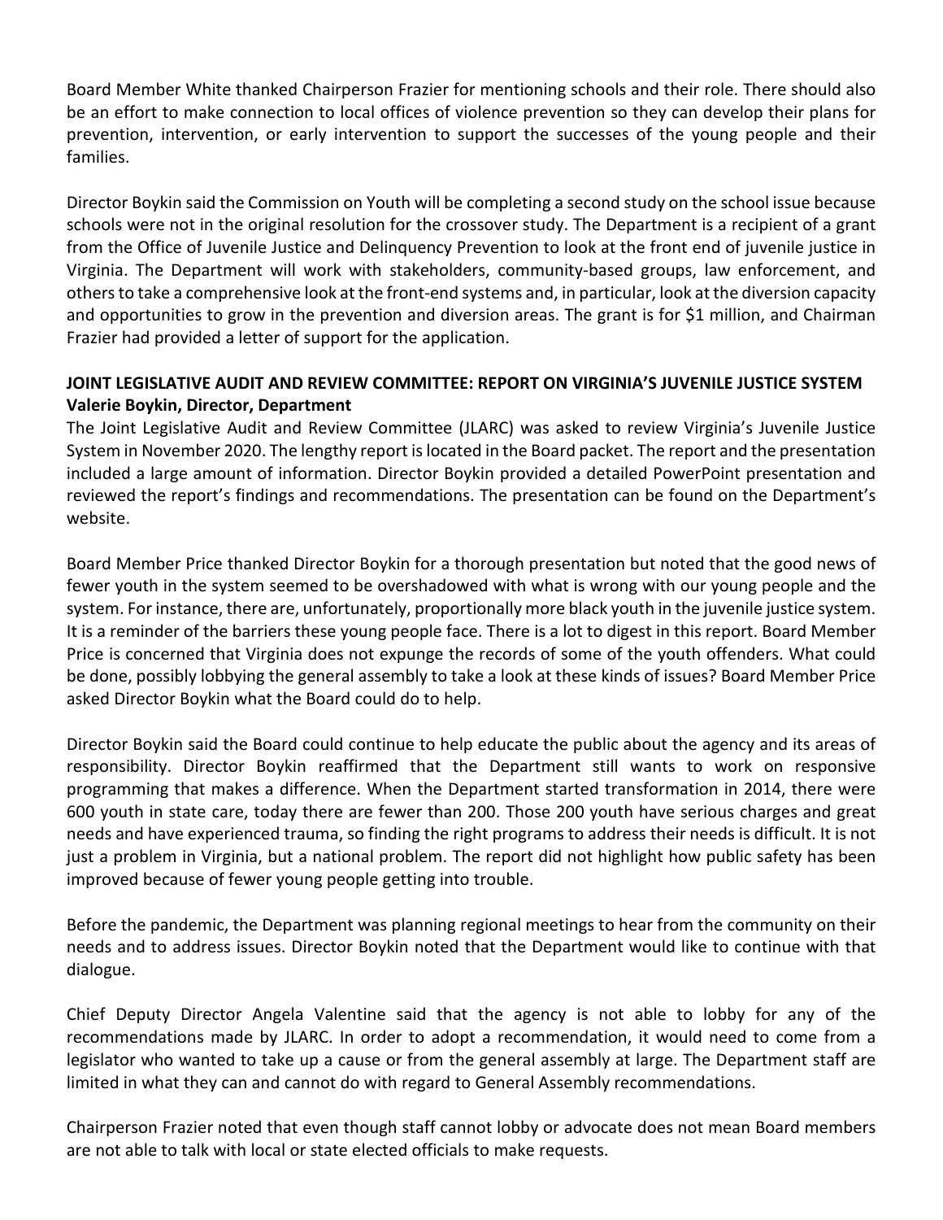Board Member White thanked Chairperson Frazier for mentioning schools and their role. There should also be an effort to make connection to local offices of violence prevention so they can develop their plans for prevention, intervention, or early intervention to support the successes of the young people and their families.

Director Boykin said the Commission on Youth will be completing a second study on the school issue because schools were not in the original resolution for the crossover study. The Department is a recipient of a grant from the Office of Juvenile Justice and Delinquency Prevention to look at the front end of juvenile justice in Virginia. The Department will work with stakeholders, community-based groups, law enforcement, and others to take a comprehensive look at the front-end systems and, in particular, look at the diversion capacity and opportunities to grow in the prevention and diversion areas. The grant is for $1 million, and Chairman Frazier had provided a letter of support for the application.

**JOINT LEGISLATIVE AUDIT AND REVIEW COMMITTEE: REPORT ON VIRGINIA'S JUVENILE JUSTICE SYSTEM**
**Valerie Boykin, Director, Department**

The Joint Legislative Audit and Review Committee (JLARC) was asked to review Virginia's Juvenile Justice System in November 2020. The lengthy report is located in the Board packet. The report and the presentation included a large amount of information. Director Boykin provided a detailed PowerPoint presentation and reviewed the report's findings and recommendations. The presentation can be found on the Department's website.

Board Member Price thanked Director Boykin for a thorough presentation but noted that the good news of fewer youth in the system seemed to be overshadowed with what is wrong with our young people and the system. For instance, there are, unfortunately, proportionally more black youth in the juvenile justice system. It is a reminder of the barriers these young people face. There is a lot to digest in this report. Board Member Price is concerned that Virginia does not expunge the records of some of the youth offenders. What could be done, possibly lobbying the general assembly to take a look at these kinds of issues? Board Member Price asked Director Boykin what the Board could do to help.

Director Boykin said the Board could continue to help educate the public about the agency and its areas of responsibility. Director Boykin reaffirmed that the Department still wants to work on responsive programming that makes a difference. When the Department started transformation in 2014, there were 600 youth in state care, today there are fewer than 200. Those 200 youth have serious charges and great needs and have experienced trauma, so finding the right programs to address their needs is difficult. It is not just a problem in Virginia, but a national problem. The report did not highlight how public safety has been improved because of fewer young people getting into trouble.

Before the pandemic, the Department was planning regional meetings to hear from the community on their needs and to address issues. Director Boykin noted that the Department would like to continue with that dialogue.

Chief Deputy Director Angela Valentine said that the agency is not able to lobby for any of the recommendations made by JLARC. In order to adopt a recommendation, it would need to come from a legislator who wanted to take up a cause or from the general assembly at large. The Department staff are limited in what they can and cannot do with regard to General Assembly recommendations.

Chairperson Frazier noted that even though staff cannot lobby or advocate does not mean Board members are not able to talk with local or state elected officials to make requests.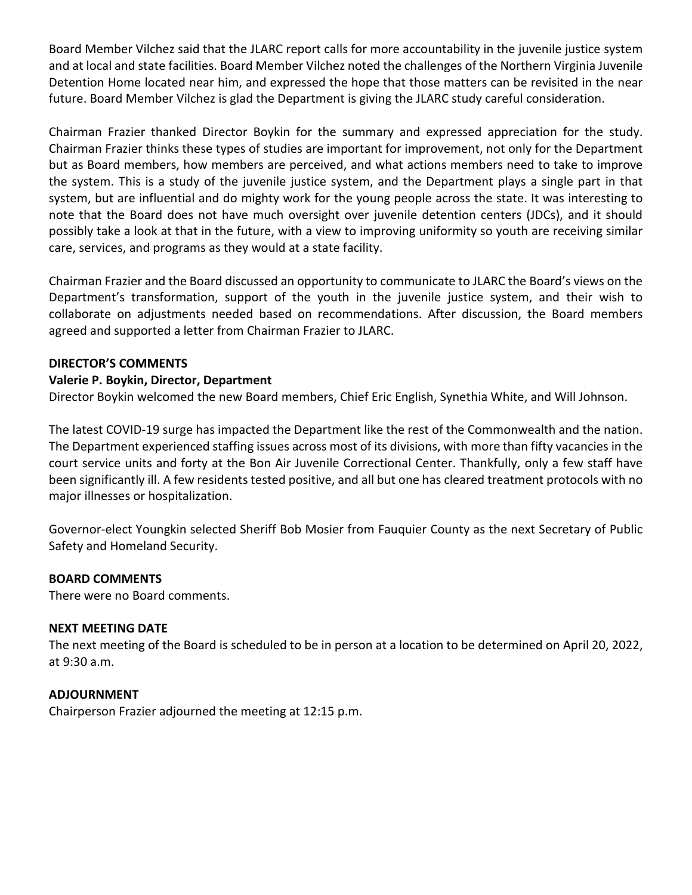Board Member Vilchez said that the JLARC report calls for more accountability in the juvenile justice system and at local and state facilities. Board Member Vilchez noted the challenges of the Northern Virginia Juvenile Detention Home located near him, and expressed the hope that those matters can be revisited in the near future. Board Member Vilchez is glad the Department is giving the JLARC study careful consideration.

Chairman Frazier thanked Director Boykin for the summary and expressed appreciation for the study. Chairman Frazier thinks these types of studies are important for improvement, not only for the Department but as Board members, how members are perceived, and what actions members need to take to improve the system. This is a study of the juvenile justice system, and the Department plays a single part in that system, but are influential and do mighty work for the young people across the state. It was interesting to note that the Board does not have much oversight over juvenile detention centers (JDCs), and it should possibly take a look at that in the future, with a view to improving uniformity so youth are receiving similar care, services, and programs as they would at a state facility.

Chairman Frazier and the Board discussed an opportunity to communicate to JLARC the Board's views on the Department's transformation, support of the youth in the juvenile justice system, and their wish to collaborate on adjustments needed based on recommendations. After discussion, the Board members agreed and supported a letter from Chairman Frazier to JLARC.

**DIRECTOR'S COMMENTS**

**Valerie P. Boykin, Director, Department**

Director Boykin welcomed the new Board members, Chief Eric English, Synethia White, and Will Johnson.

The latest COVID-19 surge has impacted the Department like the rest of the Commonwealth and the nation. The Department experienced staffing issues across most of its divisions, with more than fifty vacancies in the court service units and forty at the Bon Air Juvenile Correctional Center. Thankfully, only a few staff have been significantly ill. A few residents tested positive, and all but one has cleared treatment protocols with no major illnesses or hospitalization.

Governor-elect Youngkin selected Sheriff Bob Mosier from Fauquier County as the next Secretary of Public Safety and Homeland Security.

**BOARD COMMENTS**

There were no Board comments.

**NEXT MEETING DATE**

The next meeting of the Board is scheduled to be in person at a location to be determined on April 20, 2022, at 9:30 a.m.

**ADJOURNMENT**

Chairperson Frazier adjourned the meeting at 12:15 p.m.